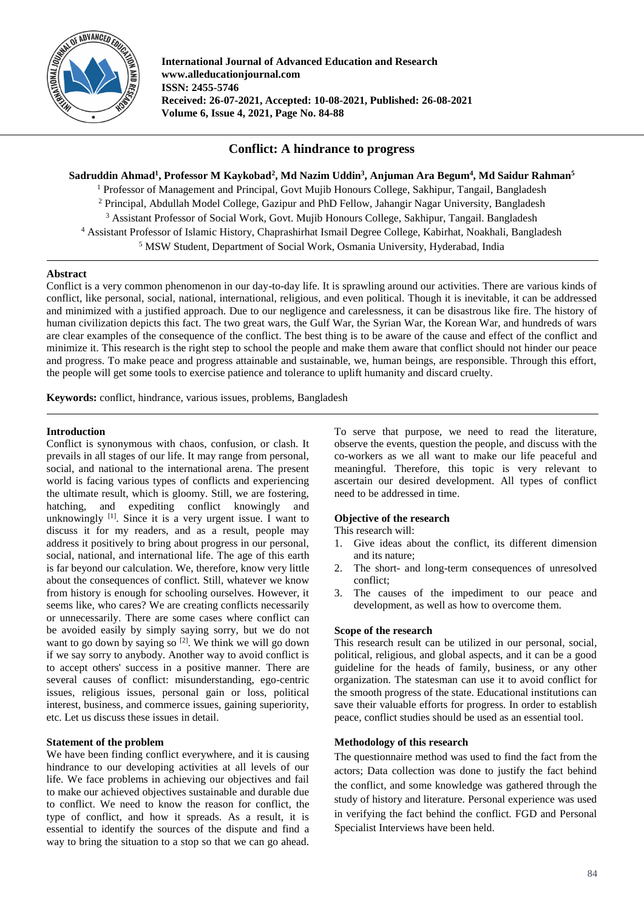International Journal of Advanced Education and Research
www.alleducationjournal.com
ISSN: 2455-5746
Received: 26-07-2021, Accepted: 10-08-2021, Published: 26-08-2021
Volume 6, Issue 4, 2021, Page No. 84-88

# Conflict: A hindrance to progress

**Sadruddin Ahmad[1], Professor M Kaykobad[2], Md Nazim Uddin[3], Anjuman Ara Begum[4], Md Saidur Rahman[5]**

[1] Professor of Management and Principal, Govt Mujib Honours College, Sakhipur, Tangail, Bangladesh
[2] Principal, Abdullah Model College, Gazipur and PhD Fellow, Jahangir Nagar University, Bangladesh
[3] Assistant Professor of Social Work, Govt. Mujib Honours College, Sakhipur, Tangail. Bangladesh
[4] Assistant Professor of Islamic History, Chaprashirhat Ismail Degree College, Kabirhat, Noakhali, Bangladesh
[5] MSW Student, Department of Social Work, Osmania University, Hyderabad, India

## Abstract

Conflict is a very common phenomenon in our day-to-day life. It is sprawling around our activities. There are various kinds of conflict, like personal, social, national, international, religious, and even political. Though it is inevitable, it can be addressed and minimized with a justified approach. Due to our negligence and carelessness, it can be disastrous like fire. The history of human civilization depicts this fact. The two great wars, the Gulf War, the Syrian War, the Korean War, and hundreds of wars are clear examples of the consequence of the conflict. The best thing is to be aware of the cause and effect of the conflict and minimize it. This research is the right step to school the people and make them aware that conflict should not hinder our peace and progress. To make peace and progress attainable and sustainable, we, human beings, are responsible. Through this effort, the people will get some tools to exercise patience and tolerance to uplift humanity and discard cruelty.

**Keywords:** conflict, hindrance, various issues, problems, Bangladesh

## Introduction

Conflict is synonymous with chaos, confusion, or clash. It prevails in all stages of our life. It may range from personal, social, and national to the international arena. The present world is facing various types of conflicts and experiencing the ultimate result, which is gloomy. Still, we are fostering, hatching, and expediting conflict knowingly and unknowingly [1]. Since it is a very urgent issue. I want to discuss it for my readers, and as a result, people may address it positively to bring about progress in our personal, social, national, and international life. The age of this earth is far beyond our calculation. We, therefore, know very little about the consequences of conflict. Still, whatever we know from history is enough for schooling ourselves. However, it seems like, who cares? We are creating conflicts necessarily or unnecessarily. There are some cases where conflict can be avoided easily by simply saying sorry, but we do not want to go down by saying so [2]. We think we will go down if we say sorry to anybody. Another way to avoid conflict is to accept others' success in a positive manner. There are several causes of conflict: misunderstanding, ego-centric issues, religious issues, personal gain or loss, political interest, business, and commerce issues, gaining superiority, etc. Let us discuss these issues in detail.

## Statement of the problem

We have been finding conflict everywhere, and it is causing hindrance to our developing activities at all levels of our life. We face problems in achieving our objectives and fail to make our achieved objectives sustainable and durable due to conflict. We need to know the reason for conflict, the type of conflict, and how it spreads. As a result, it is essential to identify the sources of the dispute and find a way to bring the situation to a stop so that we can go ahead. To serve that purpose, we need to read the literature, observe the events, question the people, and discuss with the co-workers as we all want to make our life peaceful and meaningful. Therefore, this topic is very relevant to ascertain our desired development. All types of conflict need to be addressed in time.

## Objective of the research

This research will:

1. Give ideas about the conflict, its different dimension and its nature;
2. The short- and long-term consequences of unresolved conflict;
3. The causes of the impediment to our peace and development, as well as how to overcome them.

## Scope of the research

This research result can be utilized in our personal, social, political, religious, and global aspects, and it can be a good guideline for the heads of family, business, or any other organization. The statesman can use it to avoid conflict for the smooth progress of the state. Educational institutions can save their valuable efforts for progress. In order to establish peace, conflict studies should be used as an essential tool.

## Methodology of this research

The questionnaire method was used to find the fact from the actors; Data collection was done to justify the fact behind the conflict, and some knowledge was gathered through the study of history and literature. Personal experience was used in verifying the fact behind the conflict. FGD and Personal Specialist Interviews have been held.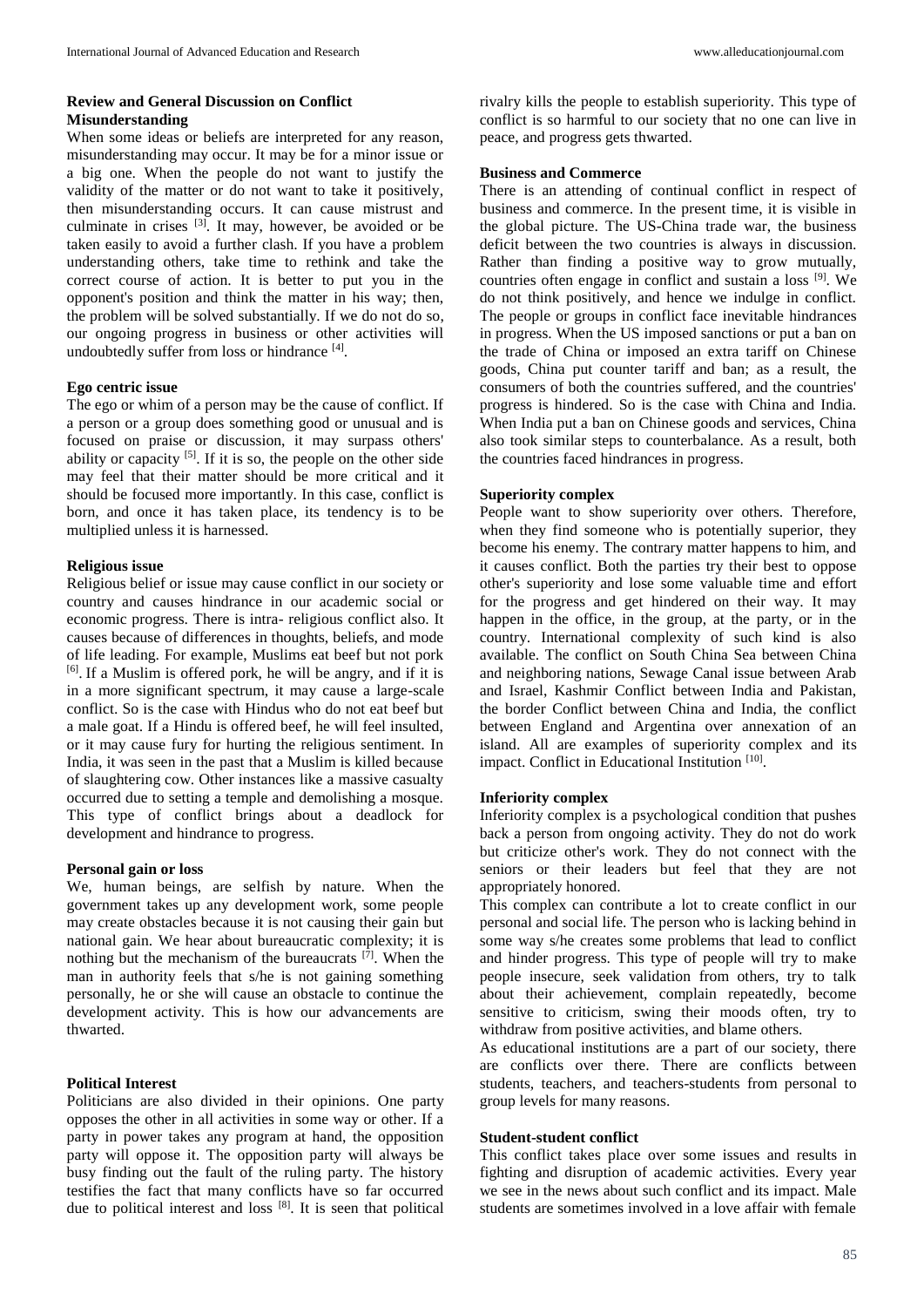### Review and General Discussion on Conflict Misunderstanding

When some ideas or beliefs are interpreted for any reason, misunderstanding may occur. It may be for a minor issue or a big one. When the people do not want to justify the validity of the matter or do not want to take it positively, then misunderstanding occurs. It can cause mistrust and culminate in crises [3]. It may, however, be avoided or be taken easily to avoid a further clash. If you have a problem understanding others, take time to rethink and take the correct course of action. It is better to put you in the opponent's position and think the matter in his way; then, the problem will be solved substantially. If we do not do so, our ongoing progress in business or other activities will undoubtedly suffer from loss or hindrance [4].

### Ego centric issue

The ego or whim of a person may be the cause of conflict. If a person or a group does something good or unusual and is focused on praise or discussion, it may surpass others' ability or capacity [5]. If it is so, the people on the other side may feel that their matter should be more critical and it should be focused more importantly. In this case, conflict is born, and once it has taken place, its tendency is to be multiplied unless it is harnessed.

### Religious issue

Religious belief or issue may cause conflict in our society or country and causes hindrance in our academic social or economic progress. There is intra- religious conflict also. It causes because of differences in thoughts, beliefs, and mode of life leading. For example, Muslims eat beef but not pork [6]. If a Muslim is offered pork, he will be angry, and if it is in a more significant spectrum, it may cause a large-scale conflict. So is the case with Hindus who do not eat beef but a male goat. If a Hindu is offered beef, he will feel insulted, or it may cause fury for hurting the religious sentiment. In India, it was seen in the past that a Muslim is killed because of slaughtering cow. Other instances like a massive casualty occurred due to setting a temple and demolishing a mosque. This type of conflict brings about a deadlock for development and hindrance to progress.

### Personal gain or loss

We, human beings, are selfish by nature. When the government takes up any development work, some people may create obstacles because it is not causing their gain but national gain. We hear about bureaucratic complexity; it is nothing but the mechanism of the bureaucrats [7]. When the man in authority feels that s/he is not gaining something personally, he or she will cause an obstacle to continue the development activity. This is how our advancements are thwarted.

### Political Interest

Politicians are also divided in their opinions. One party opposes the other in all activities in some way or other. If a party in power takes any program at hand, the opposition party will oppose it. The opposition party will always be busy finding out the fault of the ruling party. The history testifies the fact that many conflicts have so far occurred due to political interest and loss [8]. It is seen that political rivalry kills the people to establish superiority. This type of conflict is so harmful to our society that no one can live in peace, and progress gets thwarted.

### Business and Commerce

There is an attending of continual conflict in respect of business and commerce. In the present time, it is visible in the global picture. The US-China trade war, the business deficit between the two countries is always in discussion. Rather than finding a positive way to grow mutually, countries often engage in conflict and sustain a loss [9]. We do not think positively, and hence we indulge in conflict. The people or groups in conflict face inevitable hindrances in progress. When the US imposed sanctions or put a ban on the trade of China or imposed an extra tariff on Chinese goods, China put counter tariff and ban; as a result, the consumers of both the countries suffered, and the countries' progress is hindered. So is the case with China and India. When India put a ban on Chinese goods and services, China also took similar steps to counterbalance. As a result, both the countries faced hindrances in progress.

### Superiority complex

People want to show superiority over others. Therefore, when they find someone who is potentially superior, they become his enemy. The contrary matter happens to him, and it causes conflict. Both the parties try their best to oppose other's superiority and lose some valuable time and effort for the progress and get hindered on their way. It may happen in the office, in the group, at the party, or in the country. International complexity of such kind is also available. The conflict on South China Sea between China and neighboring nations, Sewage Canal issue between Arab and Israel, Kashmir Conflict between India and Pakistan, the border Conflict between China and India, the conflict between England and Argentina over annexation of an island. All are examples of superiority complex and its impact. Conflict in Educational Institution [10].

### Inferiority complex

Inferiority complex is a psychological condition that pushes back a person from ongoing activity. They do not do work but criticize other's work. They do not connect with the seniors or their leaders but feel that they are not appropriately honored.

This complex can contribute a lot to create conflict in our personal and social life. The person who is lacking behind in some way s/he creates some problems that lead to conflict and hinder progress. This type of people will try to make people insecure, seek validation from others, try to talk about their achievement, complain repeatedly, become sensitive to criticism, swing their moods often, try to withdraw from positive activities, and blame others.

As educational institutions are a part of our society, there are conflicts over there. There are conflicts between students, teachers, and teachers-students from personal to group levels for many reasons.

### Student-student conflict

This conflict takes place over some issues and results in fighting and disruption of academic activities. Every year we see in the news about such conflict and its impact. Male students are sometimes involved in a love affair with female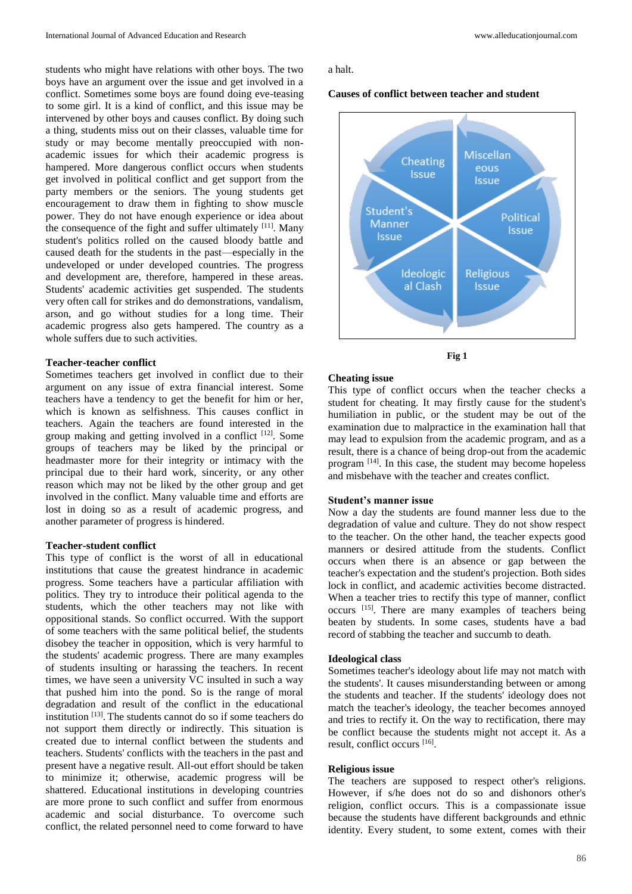students who might have relations with other boys. The two boys have an argument over the issue and get involved in a conflict. Sometimes some boys are found doing eve-teasing to some girl. It is a kind of conflict, and this issue may be intervened by other boys and causes conflict. By doing such a thing, students miss out on their classes, valuable time for study or may become mentally preoccupied with non-academic issues for which their academic progress is hampered. More dangerous conflict occurs when students get involved in political conflict and get support from the party members or the seniors. The young students get encouragement to draw them in fighting to show muscle power. They do not have enough experience or idea about the consequence of the fight and suffer ultimately [11]. Many student's politics rolled on the caused bloody battle and caused death for the students in the past—especially in the undeveloped or under developed countries. The progress and development are, therefore, hampered in these areas. Students' academic activities get suspended. The students very often call for strikes and do demonstrations, vandalism, arson, and go without studies for a long time. Their academic progress also gets hampered. The country as a whole suffers due to such activities.

**Teacher-teacher conflict**

Sometimes teachers get involved in conflict due to their argument on any issue of extra financial interest. Some teachers have a tendency to get the benefit for him or her, which is known as selfishness. This causes conflict in teachers. Again the teachers are found interested in the group making and getting involved in a conflict [12]. Some groups of teachers may be liked by the principal or headmaster more for their integrity or intimacy with the principal due to their hard work, sincerity, or any other reason which may not be liked by the other group and get involved in the conflict. Many valuable time and efforts are lost in doing so as a result of academic progress, and another parameter of progress is hindered.

**Teacher-student conflict**

This type of conflict is the worst of all in educational institutions that cause the greatest hindrance in academic progress. Some teachers have a particular affiliation with politics. They try to introduce their political agenda to the students, which the other teachers may not like with oppositional stands. So conflict occurred. With the support of some teachers with the same political belief, the students disobey the teacher in opposition, which is very harmful to the students' academic progress. There are many examples of students insulting or harassing the teachers. In recent times, we have seen a university VC insulted in such a way that pushed him into the pond. So is the range of moral degradation and result of the conflict in the educational institution [13]. The students cannot do so if some teachers do not support them directly or indirectly. This situation is created due to internal conflict between the students and teachers. Students' conflicts with the teachers in the past and present have a negative result. All-out effort should be taken to minimize it; otherwise, academic progress will be shattered. Educational institutions in developing countries are more prone to such conflict and suffer from enormous academic and social disturbance. To overcome such conflict, the related personnel need to come forward to have a halt.

**Causes of conflict between teacher and student**

Fig 1

**Cheating issue**

This type of conflict occurs when the teacher checks a student for cheating. It may firstly cause for the student's humiliation in public, or the student may be out of the examination due to malpractice in the examination hall that may lead to expulsion from the academic program, and as a result, there is a chance of being drop-out from the academic program [14]. In this case, the student may become hopeless and misbehave with the teacher and creates conflict.

**Student's manner issue**

Now a day the students are found manner less due to the degradation of value and culture. They do not show respect to the teacher. On the other hand, the teacher expects good manners or desired attitude from the students. Conflict occurs when there is an absence or gap between the teacher's expectation and the student's projection. Both sides lock in conflict, and academic activities become distracted. When a teacher tries to rectify this type of manner, conflict occurs [15]. There are many examples of teachers being beaten by students. In some cases, students have a bad record of stabbing the teacher and succumb to death.

**Ideological class**

Sometimes teacher's ideology about life may not match with the students'. It causes misunderstanding between or among the students and teacher. If the students' ideology does not match the teacher's ideology, the teacher becomes annoyed and tries to rectify it. On the way to rectification, there may be conflict because the students might not accept it. As a result, conflict occurs [16].

**Religious issue**

The teachers are supposed to respect other's religions. However, if s/he does not do so and dishonors other's religion, conflict occurs. This is a compassionate issue because the students have different backgrounds and ethnic identity. Every student, to some extent, comes with their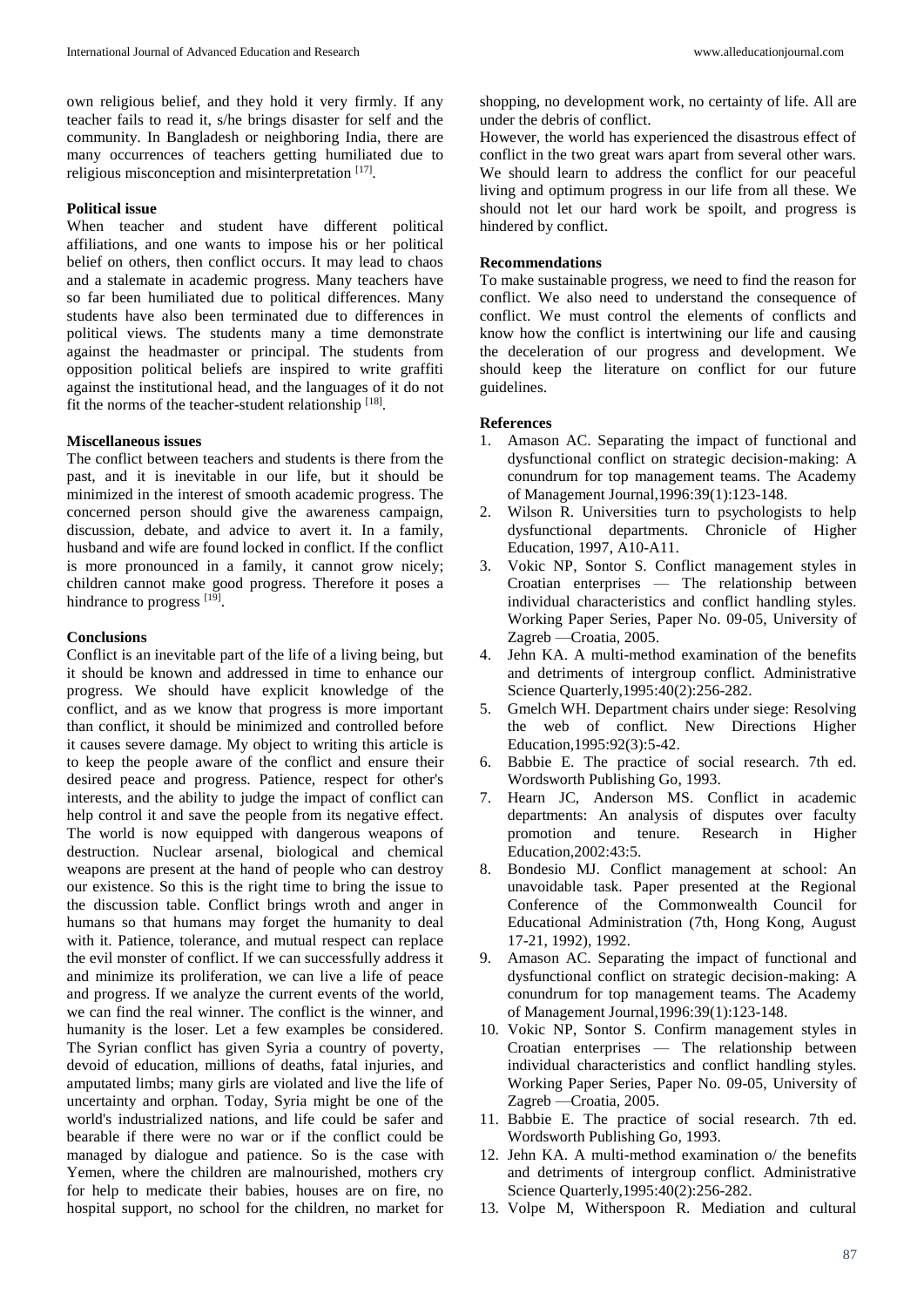own religious belief, and they hold it very firmly. If any teacher fails to read it, s/he brings disaster for self and the community. In Bangladesh or neighboring India, there are many occurrences of teachers getting humiliated due to religious misconception and misinterpretation [17].

### Political issue

When teacher and student have different political affiliations, and one wants to impose his or her political belief on others, then conflict occurs. It may lead to chaos and a stalemate in academic progress. Many teachers have so far been humiliated due to political differences. Many students have also been terminated due to differences in political views. The students many a time demonstrate against the headmaster or principal. The students from opposition political beliefs are inspired to write graffiti against the institutional head, and the languages of it do not fit the norms of the teacher-student relationship [18].

### Miscellaneous issues

The conflict between teachers and students is there from the past, and it is inevitable in our life, but it should be minimized in the interest of smooth academic progress. The concerned person should give the awareness campaign, discussion, debate, and advice to avert it. In a family, husband and wife are found locked in conflict. If the conflict is more pronounced in a family, it cannot grow nicely; children cannot make good progress. Therefore it poses a hindrance to progress [19].

## Conclusions

Conflict is an inevitable part of the life of a living being, but it should be known and addressed in time to enhance our progress. We should have explicit knowledge of the conflict, and as we know that progress is more important than conflict, it should be minimized and controlled before it causes severe damage. My object to writing this article is to keep the people aware of the conflict and ensure their desired peace and progress. Patience, respect for other's interests, and the ability to judge the impact of conflict can help control it and save the people from its negative effect. The world is now equipped with dangerous weapons of destruction. Nuclear arsenal, biological and chemical weapons are present at the hand of people who can destroy our existence. So this is the right time to bring the issue to the discussion table. Conflict brings wroth and anger in humans so that humans may forget the humanity to deal with it. Patience, tolerance, and mutual respect can replace the evil monster of conflict. If we can successfully address it and minimize its proliferation, we can live a life of peace and progress. If we analyze the current events of the world, we can find the real winner. The conflict is the winner, and humanity is the loser. Let a few examples be considered. The Syrian conflict has given Syria a country of poverty, devoid of education, millions of deaths, fatal injuries, and amputated limbs; many girls are violated and live the life of uncertainty and orphan. Today, Syria might be one of the world's industrialized nations, and life could be safer and bearable if there were no war or if the conflict could be managed by dialogue and patience. So is the case with Yemen, where the children are malnourished, mothers cry for help to medicate their babies, houses are on fire, no hospital support, no school for the children, no market for shopping, no development work, no certainty of life. All are under the debris of conflict.

However, the world has experienced the disastrous effect of conflict in the two great wars apart from several other wars. We should learn to address the conflict for our peaceful living and optimum progress in our life from all these. We should not let our hard work be spoilt, and progress is hindered by conflict.

## Recommendations

To make sustainable progress, we need to find the reason for conflict. We also need to understand the consequence of conflict. We must control the elements of conflicts and know how the conflict is intertwining our life and causing the deceleration of our progress and development. We should keep the literature on conflict for our future guidelines.

## References

1. Amason AC. Separating the impact of functional and dysfunctional conflict on strategic decision-making: A conundrum for top management teams. The Academy of Management Journal,1996:39(1):123-148.
2. Wilson R. Universities turn to psychologists to help dysfunctional departments. Chronicle of Higher Education, 1997, A10-A11.
3. Vokic NP, Sontor S. Conflict management styles in Croatian enterprises — The relationship between individual characteristics and conflict handling styles. Working Paper Series, Paper No. 09-05, University of Zagreb —Croatia, 2005.
4. Jehn KA. A multi-method examination of the benefits and detriments of intergroup conflict. Administrative Science Quarterly,1995:40(2):256-282.
5. Gmelch WH. Department chairs under siege: Resolving the web of conflict. New Directions Higher Education,1995:92(3):5-42.
6. Babbie E. The practice of social research. 7th ed. Wordsworth Publishing Go, 1993.
7. Hearn JC, Anderson MS. Conflict in academic departments: An analysis of disputes over faculty promotion and tenure. Research in Higher Education,2002:43:5.
8. Bondesio MJ. Conflict management at school: An unavoidable task. Paper presented at the Regional Conference of the Commonwealth Council for Educational Administration (7th, Hong Kong, August 17-21, 1992), 1992.
9. Amason AC. Separating the impact of functional and dysfunctional conflict on strategic decision-making: A conundrum for top management teams. The Academy of Management Journal,1996:39(1):123-148.
10. Vokic NP, Sontor S. Confirm management styles in Croatian enterprises — The relationship between individual characteristics and conflict handling styles. Working Paper Series, Paper No. 09-05, University of Zagreb —Croatia, 2005.
11. Babbie E. The practice of social research. 7th ed. Wordsworth Publishing Go, 1993.
12. Jehn KA. A multi-method examination o/ the benefits and detriments of intergroup conflict. Administrative Science Quarterly,1995:40(2):256-282.
13. Volpe M, Witherspoon R. Mediation and cultural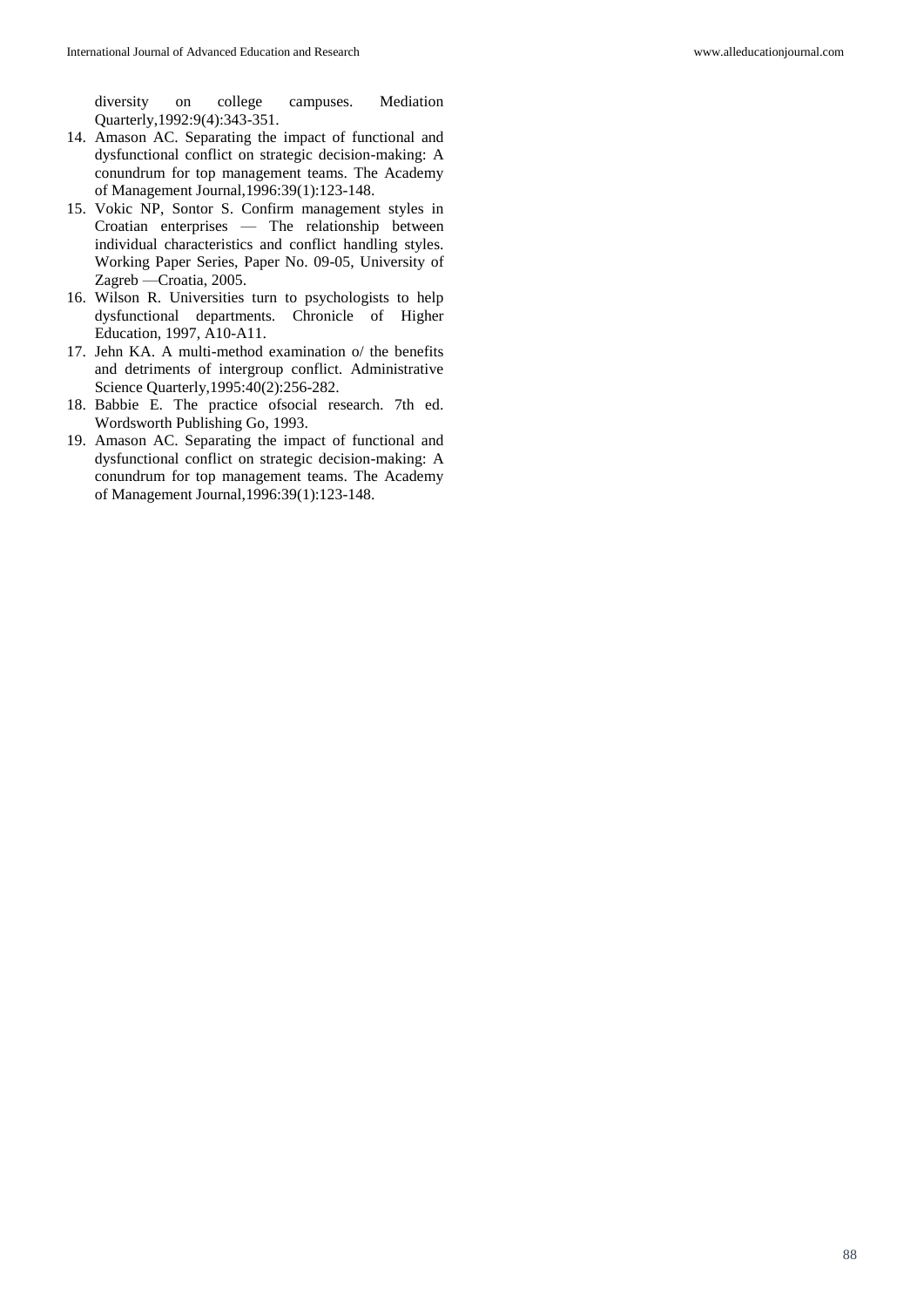diversity on college campuses. Mediation Quarterly,1992:9(4):343-351.

14. Amason AC. Separating the impact of functional and dysfunctional conflict on strategic decision-making: A conundrum for top management teams. The Academy of Management Journal,1996:39(1):123-148.
15. Vokic NP, Sontor S. Confirm management styles in Croatian enterprises — The relationship between individual characteristics and conflict handling styles. Working Paper Series, Paper No. 09-05, University of Zagreb —Croatia, 2005.
16. Wilson R. Universities turn to psychologists to help dysfunctional departments. Chronicle of Higher Education, 1997, A10-A11.
17. Jehn KA. A multi-method examination o/ the benefits and detriments of intergroup conflict. Administrative Science Quarterly,1995:40(2):256-282.
18. Babbie E. The practice ofsocial research. 7th ed. Wordsworth Publishing Go, 1993.
19. Amason AC. Separating the impact of functional and dysfunctional conflict on strategic decision-making: A conundrum for top management teams. The Academy of Management Journal,1996:39(1):123-148.